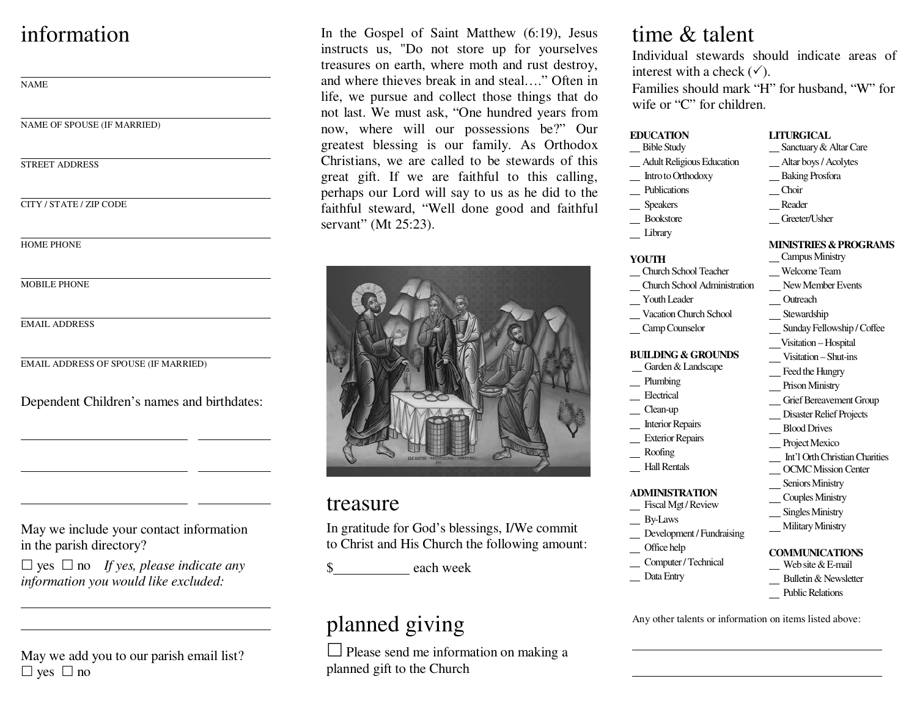# information

\_\_\_\_\_\_\_\_\_\_\_\_\_\_\_\_\_\_\_\_\_\_\_\_\_\_\_\_\_\_\_\_\_\_\_\_\_\_\_\_
NAME

\_\_\_\_\_\_\_\_\_\_\_\_\_\_\_\_\_\_\_\_\_\_\_\_\_\_\_\_\_\_\_\_\_\_\_\_\_\_\_\_
NAME OF SPOUSE (IF MARRIED)

\_\_\_\_\_\_\_\_\_\_\_\_\_\_\_\_\_\_\_\_\_\_\_\_\_\_\_\_\_\_\_\_\_\_\_\_\_\_\_\_
STREET ADDRESS

\_\_\_\_\_\_\_\_\_\_\_\_\_\_\_\_\_\_\_\_\_\_\_\_\_\_\_\_\_\_\_\_\_\_\_\_\_\_\_\_
CITY / STATE / ZIP CODE

\_\_\_\_\_\_\_\_\_\_\_\_\_\_\_\_\_\_\_\_\_\_\_\_\_\_\_\_\_\_\_\_\_\_\_\_\_\_\_\_
HOME PHONE

\_\_\_\_\_\_\_\_\_\_\_\_\_\_\_\_\_\_\_\_\_\_\_\_\_\_\_\_\_\_\_\_\_\_\_\_\_\_\_\_
MOBILE PHONE

\_\_\_\_\_\_\_\_\_\_\_\_\_\_\_\_\_\_\_\_\_\_\_\_\_\_\_\_\_\_\_\_\_\_\_\_\_\_\_\_
EMAIL ADDRESS

\_\_\_\_\_\_\_\_\_\_\_\_\_\_\_\_\_\_\_\_\_\_\_\_\_\_\_\_\_\_\_\_\_\_\_\_\_\_\_\_
EMAIL ADDRESS OF SPOUSE (IF MARRIED)

Dependent Children's names and birthdates:

\_\_\_\_\_\_\_\_\_\_\_\_\_\_\_\_\_\_\_\_\_\_\_\_\_\_\_\_ \_\_\_\_\_\_\_\_\_\_\_\_

\_\_\_\_\_\_\_\_\_\_\_\_\_\_\_\_\_\_\_\_\_\_\_\_\_\_\_\_ \_\_\_\_\_\_\_\_\_\_\_\_

\_\_\_\_\_\_\_\_\_\_\_\_\_\_\_\_\_\_\_\_\_\_\_\_\_\_\_\_ \_\_\_\_\_\_\_\_\_\_\_\_

May we include your contact information in the parish directory?

☐ yes ☐ no *If yes, please indicate any information you would like excluded:*

\_\_\_\_\_\_\_\_\_\_\_\_\_\_\_\_\_\_\_\_\_\_\_\_\_\_\_\_\_\_\_\_\_\_\_\_\_\_\_\_

\_\_\_\_\_\_\_\_\_\_\_\_\_\_\_\_\_\_\_\_\_\_\_\_\_\_\_\_\_\_\_\_\_\_\_\_\_\_\_\_

May we add you to our parish email list?

☐ yes ☐ no

In the Gospel of Saint Matthew (6:19), Jesus instructs us, "Do not store up for yourselves treasures on earth, where moth and rust destroy, and where thieves break in and steal…." Often in life, we pursue and collect those things that do not last. We must ask, "One hundred years from now, where will our possessions be?" Our greatest blessing is our family. As Orthodox Christians, we are called to be stewards of this great gift. If we are faithful to this calling, perhaps our Lord will say to us as he did to the faithful steward, "Well done good and faithful servant" (Mt 25:23).

# treasure

In gratitude for God's blessings, I/We commit to Christ and His Church the following amount:

$\_\_\_\_\_\_\_\_\_\_\_ each week

# planned giving

☐ Please send me information on making a planned gift to the Church

# time & talent

Individual stewards should indicate areas of interest with a check (✓).

Families should mark "H" for husband, "W" for wife or "C" for children.

**EDUCATION**
- \_\_ Bible Study
- \_\_ Adult Religious Education
- \_\_ Intro to Orthodoxy
- \_\_ Publications
- \_\_ Speakers
- \_\_ Bookstore
- \_\_ Library

**YOUTH**
- \_\_ Church School Teacher
- \_\_ Church School Administration
- \_\_ Youth Leader
- \_\_ Vacation Church School
- \_\_ Camp Counselor

**BUILDING & GROUNDS**
- \_\_ Garden & Landscape
- \_\_ Plumbing
- \_\_ Electrical
- \_\_ Clean-up
- \_\_ Interior Repairs
- \_\_ Exterior Repairs
- \_\_ Roofing
- \_\_ Hall Rentals

**ADMINISTRATION**
- \_\_ Fiscal Mgt / Review
- \_\_ By-Laws
- \_\_ Development / Fundraising
- \_\_ Office help
- \_\_ Computer / Technical
- \_\_ Data Entry

**LITURGICAL**
- \_\_ Sanctuary & Altar Care
- \_\_ Altar boys / Acolytes
- \_\_ Baking Prosfora
- \_\_ Choir
- \_\_ Reader
- \_\_ Greeter/Usher

**MINISTRIES & PROGRAMS**
- \_\_ Campus Ministry
- \_\_ Welcome Team
- \_\_ New Member Events
- \_\_ Outreach
- \_\_ Stewardship
- \_\_ Sunday Fellowship / Coffee
- \_\_ Visitation – Hospital
- \_\_ Visitation – Shut-ins
- \_\_ Feed the Hungry
- \_\_ Prison Ministry
- \_\_ Grief Bereavement Group
- \_\_ Disaster Relief Projects
- \_\_ Blood Drives
- \_\_ Project Mexico
- \_\_ Int'l Orth Christian Charities
- \_\_ OCMC Mission Center
- \_\_ Seniors Ministry
- \_\_ Couples Ministry
- \_\_ Singles Ministry
- \_\_ Military Ministry

**COMMUNICATIONS**
- \_\_ Web site & E-mail
- \_\_ Bulletin & Newsletter
- \_\_ Public Relations

Any other talents or information on items listed above:

\_\_\_\_\_\_\_\_\_\_\_\_\_\_\_\_\_\_\_\_\_\_\_\_\_\_\_\_\_\_\_\_\_\_\_\_\_\_\_\_

\_\_\_\_\_\_\_\_\_\_\_\_\_\_\_\_\_\_\_\_\_\_\_\_\_\_\_\_\_\_\_\_\_\_\_\_\_\_\_\_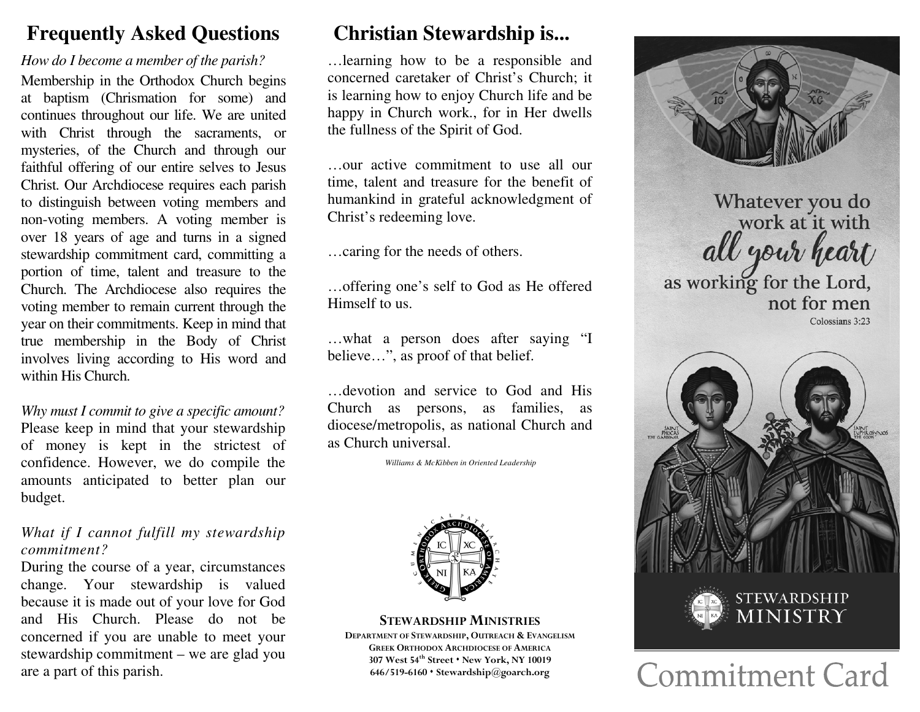## Frequently Asked Questions

*How do I become a member of the parish?*

Membership in the Orthodox Church begins at baptism (Chrismation for some) and continues throughout our life. We are united with Christ through the sacraments, or mysteries, of the Church and through our faithful offering of our entire selves to Jesus Christ. Our Archdiocese requires each parish to distinguish between voting members and non-voting members. A voting member is over 18 years of age and turns in a signed stewardship commitment card, committing a portion of time, talent and treasure to the Church. The Archdiocese also requires the voting member to remain current through the year on their commitments. Keep in mind that true membership in the Body of Christ involves living according to His word and within His Church.

*Why must I commit to give a specific amount?*

Please keep in mind that your stewardship of money is kept in the strictest of confidence. However, we do compile the amounts anticipated to better plan our budget.

*What if I cannot fulfill my stewardship commitment?*

During the course of a year, circumstances change. Your stewardship is valued because it is made out of your love for God and His Church. Please do not be concerned if you are unable to meet your stewardship commitment – we are glad you are a part of this parish.

## Christian Stewardship is...

…learning how to be a responsible and concerned caretaker of Christ's Church; it is learning how to enjoy Church life and be happy in Church work., for in Her dwells the fullness of the Spirit of God.

…our active commitment to use all our time, talent and treasure for the benefit of humankind in grateful acknowledgment of Christ's redeeming love.

…caring for the needs of others.

…offering one's self to God as He offered Himself to us.

…what a person does after saying "I believe…", as proof of that belief.

…devotion and service to God and His Church as persons, as families, as diocese/metropolis, as national Church and as Church universal.

*Williams & McKibben in Oriented Leadership*

**STEWARDSHIP MINISTRIES**
DEPARTMENT OF STEWARDSHIP, OUTREACH & EVANGELISM
GREEK ORTHODOX ARCHDIOCESE OF AMERICA
307 West 54th Street • New York, NY 10019
646/519-6160 • Stewardship@goarch.org

Whatever you do work at it with all your heart as working for the Lord, not for men

Colossians 3:23

STEWARDSHIP MINISTRY

# Commitment Card